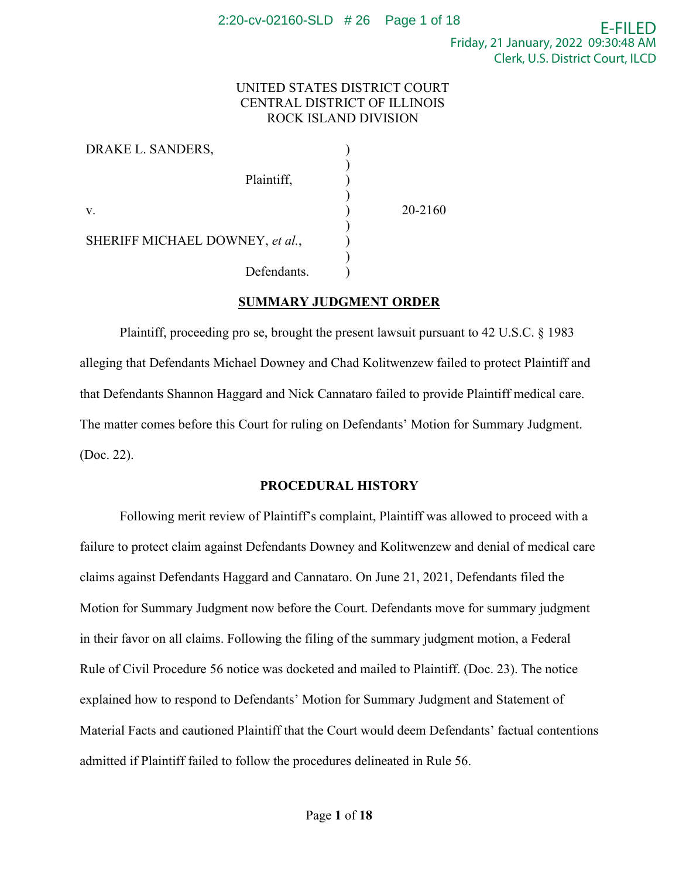UNITED STATES DISTRICT COURT
CENTRAL DISTRICT OF ILLINOIS
ROCK ISLAND DIVISION

| | | |
|---|---|---|
| DRAKE L. SANDERS, | ) | |
| Plaintiff, | ) | |
| v. | ) | 20-2160 |
| SHERIFF MICHAEL DOWNEY, *et al.*, | ) | |
| Defendants. | ) | |

## SUMMARY JUDGMENT ORDER

Plaintiff, proceeding pro se, brought the present lawsuit pursuant to 42 U.S.C. § 1983 alleging that Defendants Michael Downey and Chad Kolitwenzew failed to protect Plaintiff and that Defendants Shannon Haggard and Nick Cannataro failed to provide Plaintiff medical care. The matter comes before this Court for ruling on Defendants' Motion for Summary Judgment. (Doc. 22).

## PROCEDURAL HISTORY

Following merit review of Plaintiff's complaint, Plaintiff was allowed to proceed with a failure to protect claim against Defendants Downey and Kolitwenzew and denial of medical care claims against Defendants Haggard and Cannataro. On June 21, 2021, Defendants filed the Motion for Summary Judgment now before the Court. Defendants move for summary judgment in their favor on all claims. Following the filing of the summary judgment motion, a Federal Rule of Civil Procedure 56 notice was docketed and mailed to Plaintiff. (Doc. 23). The notice explained how to respond to Defendants' Motion for Summary Judgment and Statement of Material Facts and cautioned Plaintiff that the Court would deem Defendants' factual contentions admitted if Plaintiff failed to follow the procedures delineated in Rule 56.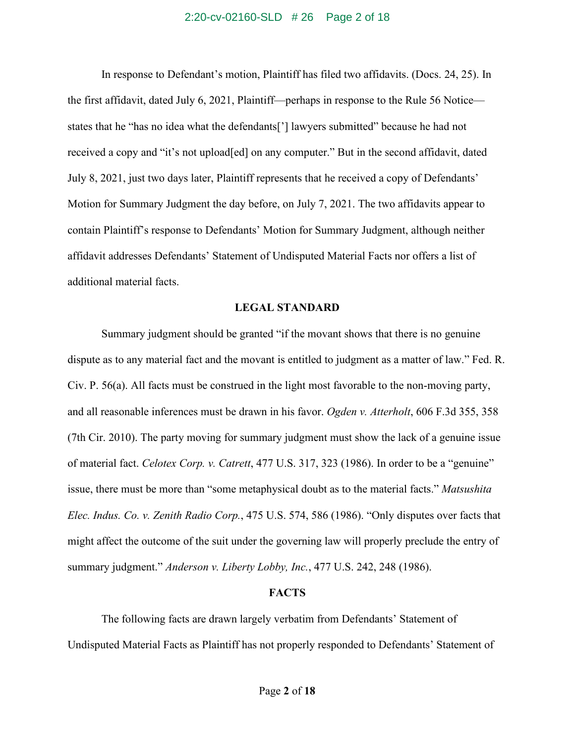In response to Defendant's motion, Plaintiff has filed two affidavits. (Docs. 24, 25). In the first affidavit, dated July 6, 2021, Plaintiff—perhaps in response to the Rule 56 Notice—states that he "has no idea what the defendants['] lawyers submitted" because he had not received a copy and "it's not upload[ed] on any computer." But in the second affidavit, dated July 8, 2021, just two days later, Plaintiff represents that he received a copy of Defendants' Motion for Summary Judgment the day before, on July 7, 2021. The two affidavits appear to contain Plaintiff's response to Defendants' Motion for Summary Judgment, although neither affidavit addresses Defendants' Statement of Undisputed Material Facts nor offers a list of additional material facts.

## LEGAL STANDARD

Summary judgment should be granted "if the movant shows that there is no genuine dispute as to any material fact and the movant is entitled to judgment as a matter of law." Fed. R. Civ. P. 56(a). All facts must be construed in the light most favorable to the non-moving party, and all reasonable inferences must be drawn in his favor. *Ogden v. Atterholt*, 606 F.3d 355, 358 (7th Cir. 2010). The party moving for summary judgment must show the lack of a genuine issue of material fact. *Celotex Corp. v. Catrett*, 477 U.S. 317, 323 (1986). In order to be a "genuine" issue, there must be more than "some metaphysical doubt as to the material facts." *Matsushita Elec. Indus. Co. v. Zenith Radio Corp.*, 475 U.S. 574, 586 (1986). "Only disputes over facts that might affect the outcome of the suit under the governing law will properly preclude the entry of summary judgment." *Anderson v. Liberty Lobby, Inc.*, 477 U.S. 242, 248 (1986).

## FACTS

The following facts are drawn largely verbatim from Defendants' Statement of Undisputed Material Facts as Plaintiff has not properly responded to Defendants' Statement of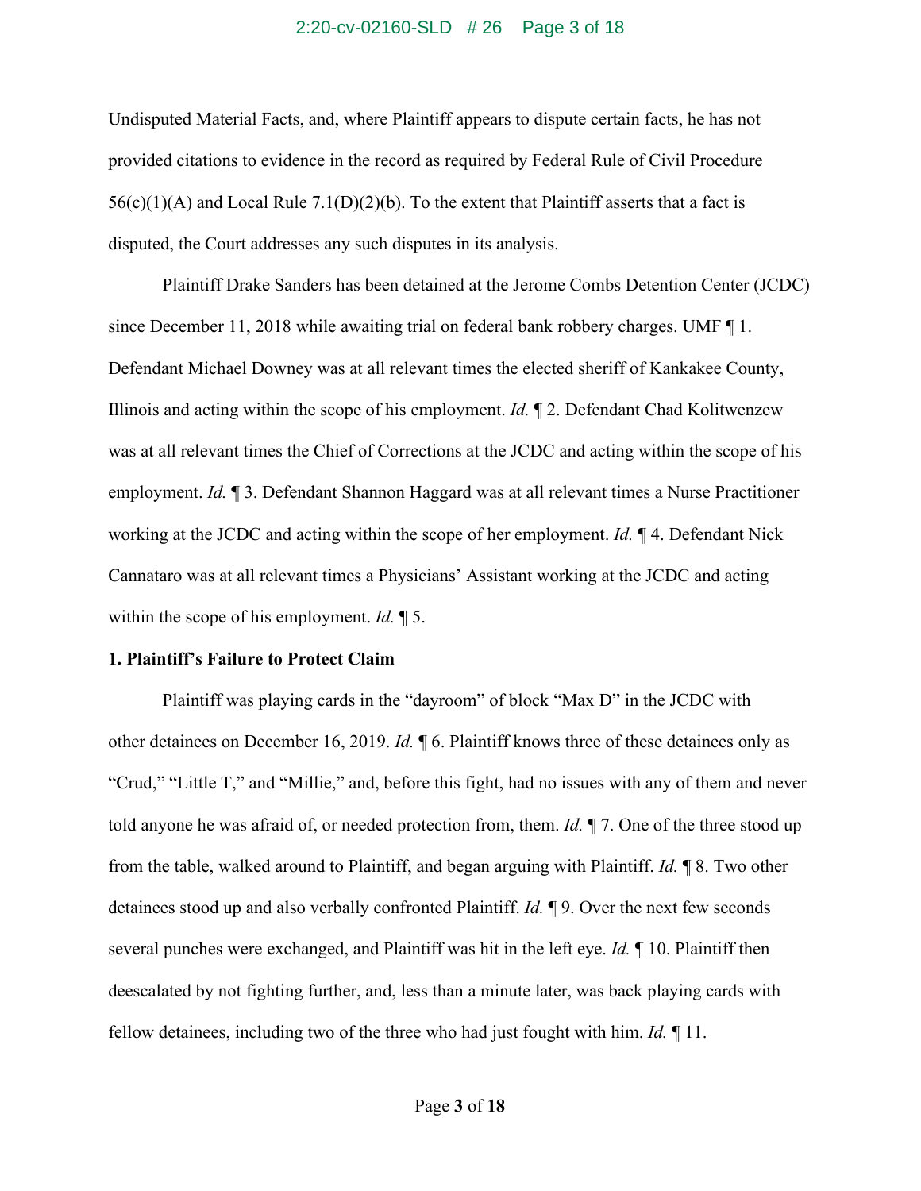Undisputed Material Facts, and, where Plaintiff appears to dispute certain facts, he has not provided citations to evidence in the record as required by Federal Rule of Civil Procedure 56(c)(1)(A) and Local Rule 7.1(D)(2)(b). To the extent that Plaintiff asserts that a fact is disputed, the Court addresses any such disputes in its analysis.

Plaintiff Drake Sanders has been detained at the Jerome Combs Detention Center (JCDC) since December 11, 2018 while awaiting trial on federal bank robbery charges. UMF ¶ 1. Defendant Michael Downey was at all relevant times the elected sheriff of Kankakee County, Illinois and acting within the scope of his employment. *Id.* ¶ 2. Defendant Chad Kolitwenzew was at all relevant times the Chief of Corrections at the JCDC and acting within the scope of his employment. *Id.* ¶ 3. Defendant Shannon Haggard was at all relevant times a Nurse Practitioner working at the JCDC and acting within the scope of her employment. *Id.* ¶ 4. Defendant Nick Cannataro was at all relevant times a Physicians' Assistant working at the JCDC and acting within the scope of his employment. *Id.* ¶ 5.

**1. Plaintiff's Failure to Protect Claim**

Plaintiff was playing cards in the "dayroom" of block "Max D" in the JCDC with other detainees on December 16, 2019. *Id.* ¶ 6. Plaintiff knows three of these detainees only as "Crud," "Little T," and "Millie," and, before this fight, had no issues with any of them and never told anyone he was afraid of, or needed protection from, them. *Id.* ¶ 7. One of the three stood up from the table, walked around to Plaintiff, and began arguing with Plaintiff. *Id.* ¶ 8. Two other detainees stood up and also verbally confronted Plaintiff. *Id.* ¶ 9. Over the next few seconds several punches were exchanged, and Plaintiff was hit in the left eye. *Id.* ¶ 10. Plaintiff then deescalated by not fighting further, and, less than a minute later, was back playing cards with fellow detainees, including two of the three who had just fought with him. *Id.* ¶ 11.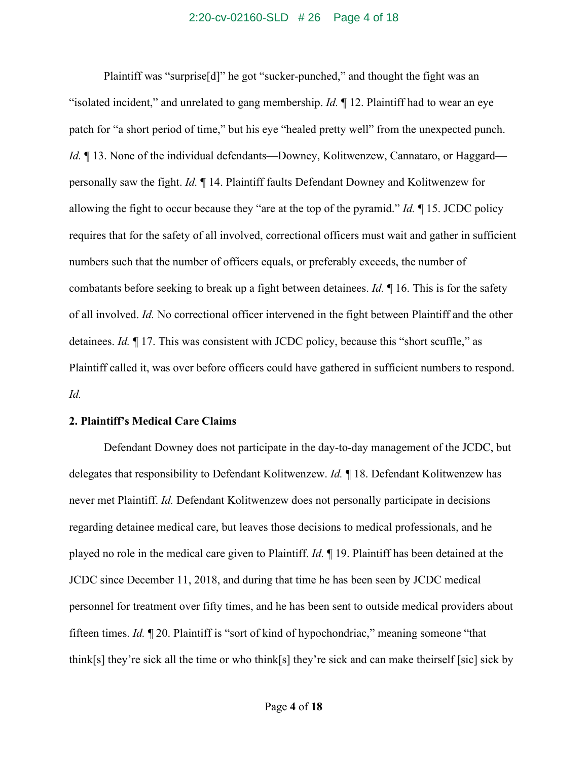Plaintiff was "surprise[d]" he got "sucker-punched," and thought the fight was an "isolated incident," and unrelated to gang membership. *Id.* ¶ 12. Plaintiff had to wear an eye patch for "a short period of time," but his eye "healed pretty well" from the unexpected punch. *Id.* ¶ 13. None of the individual defendants—Downey, Kolitwenzew, Cannataro, or Haggard—personally saw the fight. *Id.* ¶ 14. Plaintiff faults Defendant Downey and Kolitwenzew for allowing the fight to occur because they "are at the top of the pyramid." *Id.* ¶ 15. JCDC policy requires that for the safety of all involved, correctional officers must wait and gather in sufficient numbers such that the number of officers equals, or preferably exceeds, the number of combatants before seeking to break up a fight between detainees. *Id.* ¶ 16. This is for the safety of all involved. *Id.* No correctional officer intervened in the fight between Plaintiff and the other detainees. *Id.* ¶ 17. This was consistent with JCDC policy, because this "short scuffle," as Plaintiff called it, was over before officers could have gathered in sufficient numbers to respond. *Id.*

**2. Plaintiff's Medical Care Claims**

Defendant Downey does not participate in the day-to-day management of the JCDC, but delegates that responsibility to Defendant Kolitwenzew. *Id.* ¶ 18. Defendant Kolitwenzew has never met Plaintiff. *Id.* Defendant Kolitwenzew does not personally participate in decisions regarding detainee medical care, but leaves those decisions to medical professionals, and he played no role in the medical care given to Plaintiff. *Id.* ¶ 19. Plaintiff has been detained at the JCDC since December 11, 2018, and during that time he has been seen by JCDC medical personnel for treatment over fifty times, and he has been sent to outside medical providers about fifteen times. *Id.* ¶ 20. Plaintiff is "sort of kind of hypochondriac," meaning someone "that think[s] they're sick all the time or who think[s] they're sick and can make theirself [sic] sick by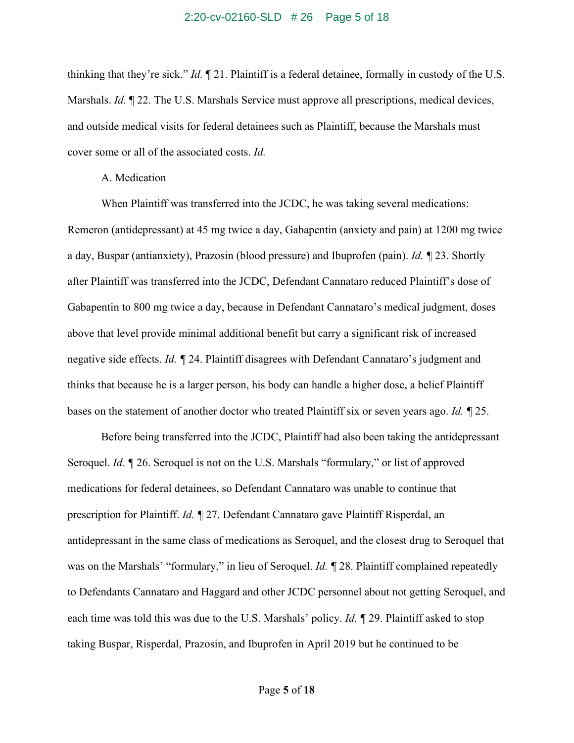thinking that they're sick." *Id.* ¶ 21. Plaintiff is a federal detainee, formally in custody of the U.S. Marshals. *Id.* ¶ 22. The U.S. Marshals Service must approve all prescriptions, medical devices, and outside medical visits for federal detainees such as Plaintiff, because the Marshals must cover some or all of the associated costs. *Id.*

A. Medication

When Plaintiff was transferred into the JCDC, he was taking several medications: Remeron (antidepressant) at 45 mg twice a day, Gabapentin (anxiety and pain) at 1200 mg twice a day, Buspar (antianxiety), Prazosin (blood pressure) and Ibuprofen (pain). *Id.* ¶ 23. Shortly after Plaintiff was transferred into the JCDC, Defendant Cannataro reduced Plaintiff's dose of Gabapentin to 800 mg twice a day, because in Defendant Cannataro's medical judgment, doses above that level provide minimal additional benefit but carry a significant risk of increased negative side effects. *Id.* ¶ 24. Plaintiff disagrees with Defendant Cannataro's judgment and thinks that because he is a larger person, his body can handle a higher dose, a belief Plaintiff bases on the statement of another doctor who treated Plaintiff six or seven years ago. *Id.* ¶ 25.

Before being transferred into the JCDC, Plaintiff had also been taking the antidepressant Seroquel. *Id.* ¶ 26. Seroquel is not on the U.S. Marshals "formulary," or list of approved medications for federal detainees, so Defendant Cannataro was unable to continue that prescription for Plaintiff. *Id.* ¶ 27. Defendant Cannataro gave Plaintiff Risperdal, an antidepressant in the same class of medications as Seroquel, and the closest drug to Seroquel that was on the Marshals' "formulary," in lieu of Seroquel. *Id.* ¶ 28. Plaintiff complained repeatedly to Defendants Cannataro and Haggard and other JCDC personnel about not getting Seroquel, and each time was told this was due to the U.S. Marshals' policy. *Id.* ¶ 29. Plaintiff asked to stop taking Buspar, Risperdal, Prazosin, and Ibuprofen in April 2019 but he continued to be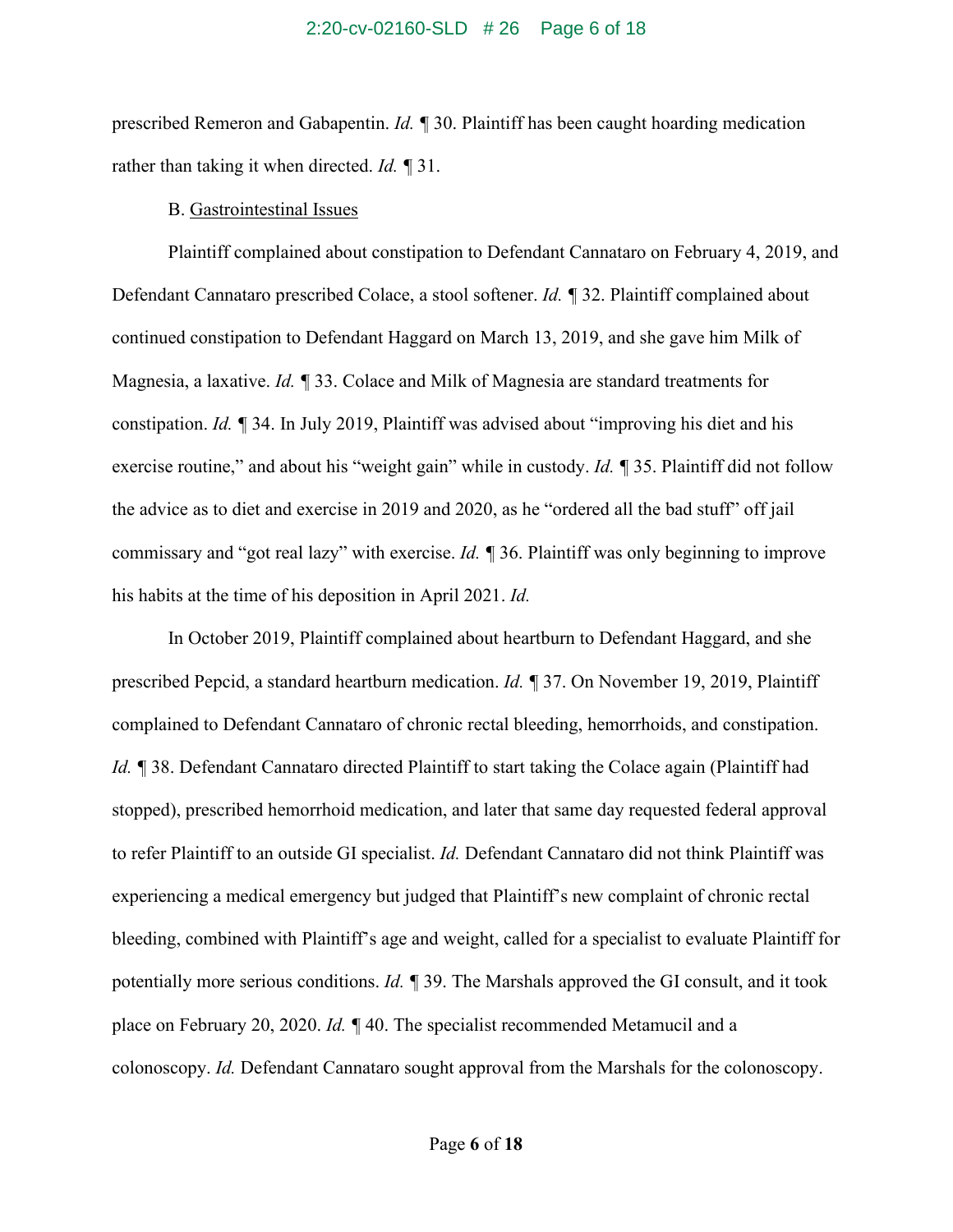prescribed Remeron and Gabapentin. *Id.* ¶ 30. Plaintiff has been caught hoarding medication rather than taking it when directed. *Id.* ¶ 31.

B. <u>Gastrointestinal Issues</u>

Plaintiff complained about constipation to Defendant Cannataro on February 4, 2019, and Defendant Cannataro prescribed Colace, a stool softener. *Id.* ¶ 32. Plaintiff complained about continued constipation to Defendant Haggard on March 13, 2019, and she gave him Milk of Magnesia, a laxative. *Id.* ¶ 33. Colace and Milk of Magnesia are standard treatments for constipation. *Id.* ¶ 34. In July 2019, Plaintiff was advised about "improving his diet and his exercise routine," and about his "weight gain" while in custody. *Id.* ¶ 35. Plaintiff did not follow the advice as to diet and exercise in 2019 and 2020, as he "ordered all the bad stuff" off jail commissary and "got real lazy" with exercise. *Id.* ¶ 36. Plaintiff was only beginning to improve his habits at the time of his deposition in April 2021. *Id.*

In October 2019, Plaintiff complained about heartburn to Defendant Haggard, and she prescribed Pepcid, a standard heartburn medication. *Id.* ¶ 37. On November 19, 2019, Plaintiff complained to Defendant Cannataro of chronic rectal bleeding, hemorrhoids, and constipation. *Id.* ¶ 38. Defendant Cannataro directed Plaintiff to start taking the Colace again (Plaintiff had stopped), prescribed hemorrhoid medication, and later that same day requested federal approval to refer Plaintiff to an outside GI specialist. *Id.* Defendant Cannataro did not think Plaintiff was experiencing a medical emergency but judged that Plaintiff's new complaint of chronic rectal bleeding, combined with Plaintiff's age and weight, called for a specialist to evaluate Plaintiff for potentially more serious conditions. *Id.* ¶ 39. The Marshals approved the GI consult, and it took place on February 20, 2020. *Id.* ¶ 40. The specialist recommended Metamucil and a colonoscopy. *Id.* Defendant Cannataro sought approval from the Marshals for the colonoscopy.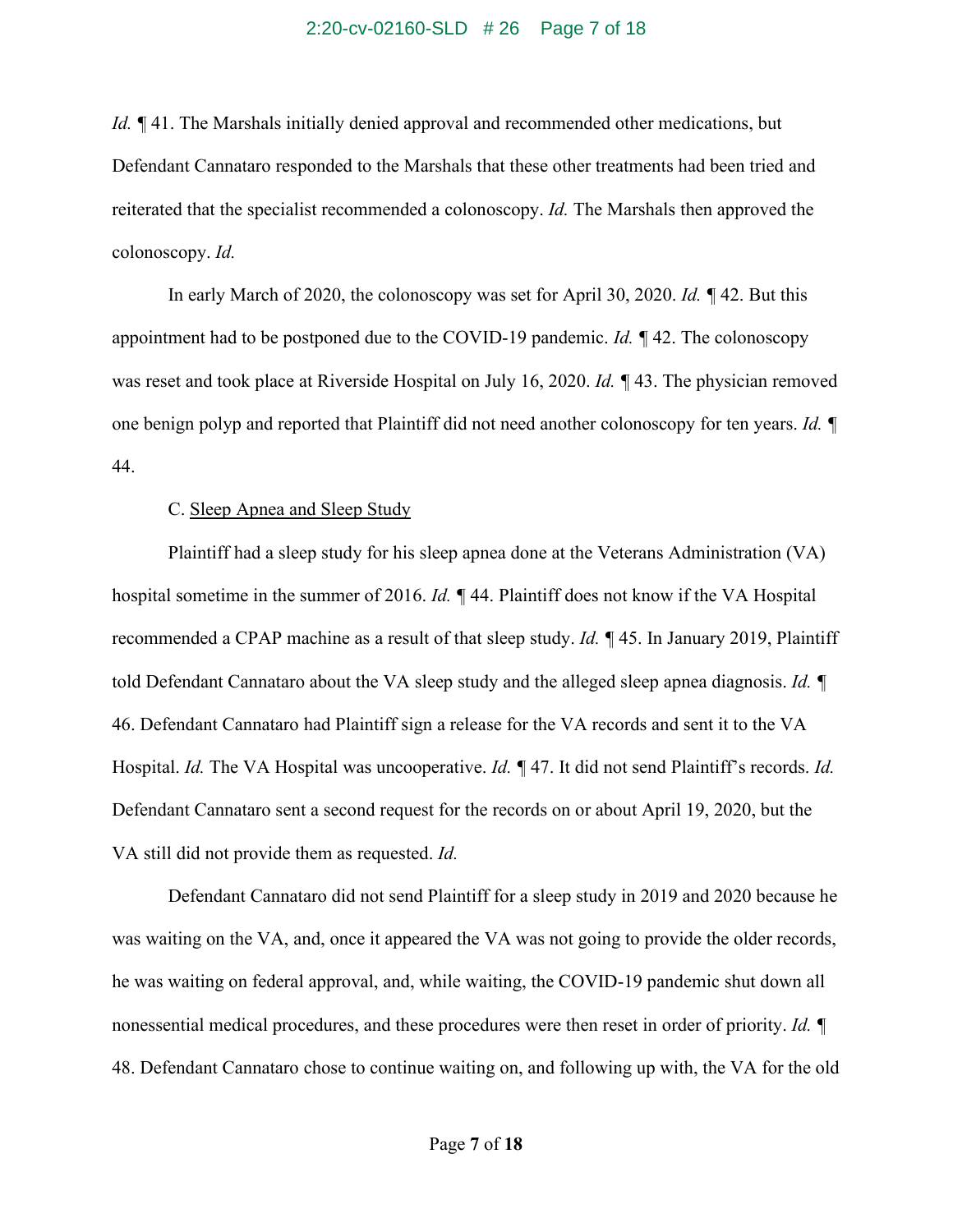*Id.* ¶ 41. The Marshals initially denied approval and recommended other medications, but Defendant Cannataro responded to the Marshals that these other treatments had been tried and reiterated that the specialist recommended a colonoscopy. *Id.* The Marshals then approved the colonoscopy. *Id.*

In early March of 2020, the colonoscopy was set for April 30, 2020. *Id.* ¶ 42. But this appointment had to be postponed due to the COVID-19 pandemic. *Id.* ¶ 42. The colonoscopy was reset and took place at Riverside Hospital on July 16, 2020. *Id.* ¶ 43. The physician removed one benign polyp and reported that Plaintiff did not need another colonoscopy for ten years. *Id.* ¶ 44.

C. <u>Sleep Apnea and Sleep Study</u>

Plaintiff had a sleep study for his sleep apnea done at the Veterans Administration (VA) hospital sometime in the summer of 2016. *Id.* ¶ 44. Plaintiff does not know if the VA Hospital recommended a CPAP machine as a result of that sleep study. *Id.* ¶ 45. In January 2019, Plaintiff told Defendant Cannataro about the VA sleep study and the alleged sleep apnea diagnosis. *Id.* ¶ 46. Defendant Cannataro had Plaintiff sign a release for the VA records and sent it to the VA Hospital. *Id.* The VA Hospital was uncooperative. *Id.* ¶ 47. It did not send Plaintiff's records. *Id.* Defendant Cannataro sent a second request for the records on or about April 19, 2020, but the VA still did not provide them as requested. *Id.*

Defendant Cannataro did not send Plaintiff for a sleep study in 2019 and 2020 because he was waiting on the VA, and, once it appeared the VA was not going to provide the older records, he was waiting on federal approval, and, while waiting, the COVID-19 pandemic shut down all nonessential medical procedures, and these procedures were then reset in order of priority. *Id.* ¶ 48. Defendant Cannataro chose to continue waiting on, and following up with, the VA for the old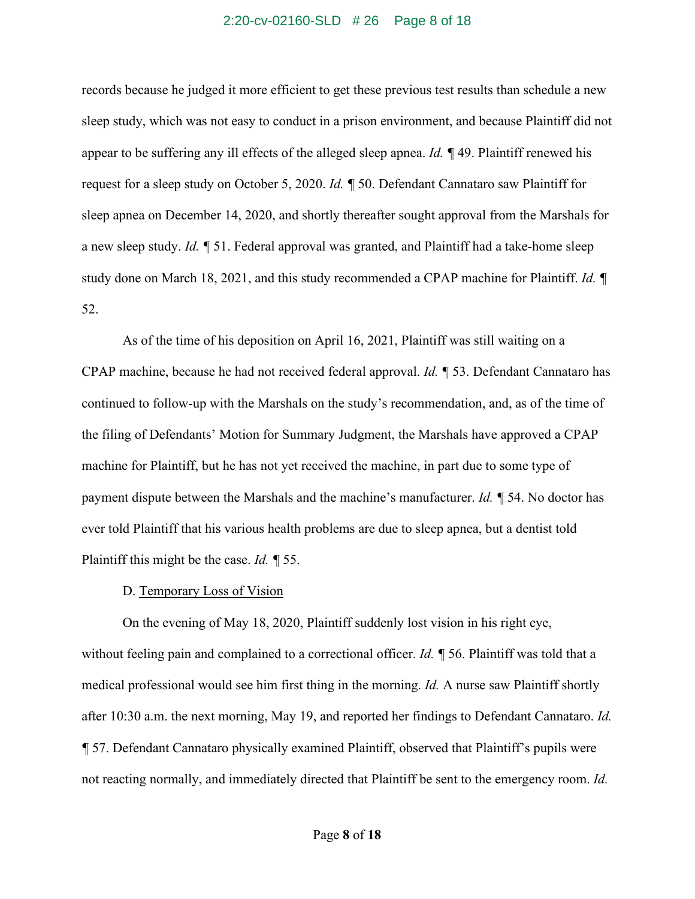records because he judged it more efficient to get these previous test results than schedule a new sleep study, which was not easy to conduct in a prison environment, and because Plaintiff did not appear to be suffering any ill effects of the alleged sleep apnea. *Id.* ¶ 49. Plaintiff renewed his request for a sleep study on October 5, 2020. *Id.* ¶ 50. Defendant Cannataro saw Plaintiff for sleep apnea on December 14, 2020, and shortly thereafter sought approval from the Marshals for a new sleep study. *Id.* ¶ 51. Federal approval was granted, and Plaintiff had a take-home sleep study done on March 18, 2021, and this study recommended a CPAP machine for Plaintiff. *Id.* ¶ 52.

As of the time of his deposition on April 16, 2021, Plaintiff was still waiting on a CPAP machine, because he had not received federal approval. *Id.* ¶ 53. Defendant Cannataro has continued to follow-up with the Marshals on the study's recommendation, and, as of the time of the filing of Defendants' Motion for Summary Judgment, the Marshals have approved a CPAP machine for Plaintiff, but he has not yet received the machine, in part due to some type of payment dispute between the Marshals and the machine's manufacturer. *Id.* ¶ 54. No doctor has ever told Plaintiff that his various health problems are due to sleep apnea, but a dentist told Plaintiff this might be the case. *Id.* ¶ 55.

D. Temporary Loss of Vision

On the evening of May 18, 2020, Plaintiff suddenly lost vision in his right eye, without feeling pain and complained to a correctional officer. *Id.* ¶ 56. Plaintiff was told that a medical professional would see him first thing in the morning. *Id.* A nurse saw Plaintiff shortly after 10:30 a.m. the next morning, May 19, and reported her findings to Defendant Cannataro. *Id.* ¶ 57. Defendant Cannataro physically examined Plaintiff, observed that Plaintiff's pupils were not reacting normally, and immediately directed that Plaintiff be sent to the emergency room. *Id.*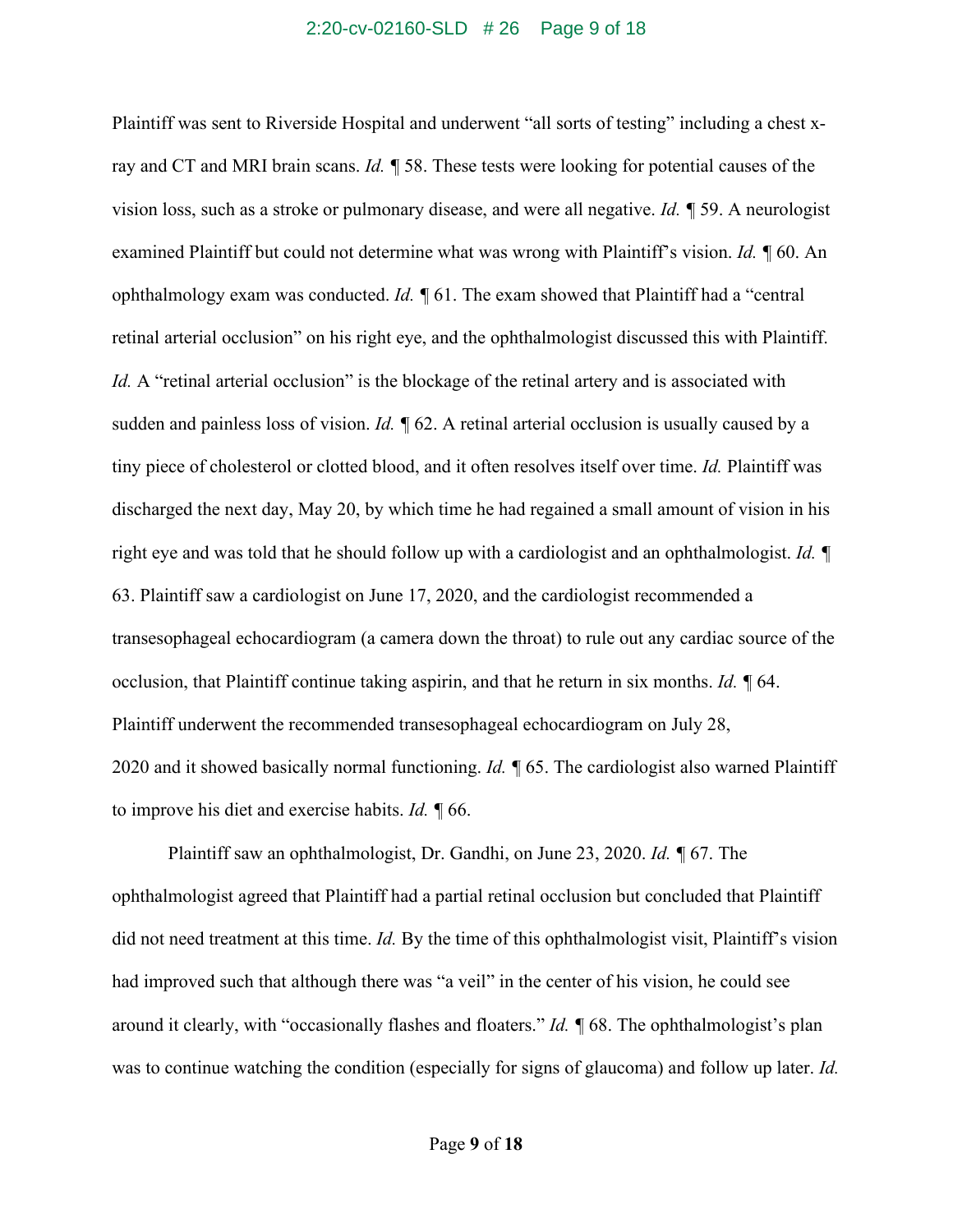Plaintiff was sent to Riverside Hospital and underwent "all sorts of testing" including a chest x-ray and CT and MRI brain scans. *Id.* ¶ 58. These tests were looking for potential causes of the vision loss, such as a stroke or pulmonary disease, and were all negative. *Id.* ¶ 59. A neurologist examined Plaintiff but could not determine what was wrong with Plaintiff's vision. *Id.* ¶ 60. An ophthalmology exam was conducted. *Id.* ¶ 61. The exam showed that Plaintiff had a "central retinal arterial occlusion" on his right eye, and the ophthalmologist discussed this with Plaintiff. *Id.* A "retinal arterial occlusion" is the blockage of the retinal artery and is associated with sudden and painless loss of vision. *Id.* ¶ 62. A retinal arterial occlusion is usually caused by a tiny piece of cholesterol or clotted blood, and it often resolves itself over time. *Id.* Plaintiff was discharged the next day, May 20, by which time he had regained a small amount of vision in his right eye and was told that he should follow up with a cardiologist and an ophthalmologist. *Id.* ¶ 63. Plaintiff saw a cardiologist on June 17, 2020, and the cardiologist recommended a transesophageal echocardiogram (a camera down the throat) to rule out any cardiac source of the occlusion, that Plaintiff continue taking aspirin, and that he return in six months. *Id.* ¶ 64. Plaintiff underwent the recommended transesophageal echocardiogram on July 28, 2020 and it showed basically normal functioning. *Id.* ¶ 65. The cardiologist also warned Plaintiff to improve his diet and exercise habits. *Id.* ¶ 66.

Plaintiff saw an ophthalmologist, Dr. Gandhi, on June 23, 2020. *Id.* ¶ 67. The ophthalmologist agreed that Plaintiff had a partial retinal occlusion but concluded that Plaintiff did not need treatment at this time. *Id.* By the time of this ophthalmologist visit, Plaintiff's vision had improved such that although there was "a veil" in the center of his vision, he could see around it clearly, with "occasionally flashes and floaters." *Id.* ¶ 68. The ophthalmologist's plan was to continue watching the condition (especially for signs of glaucoma) and follow up later. *Id.*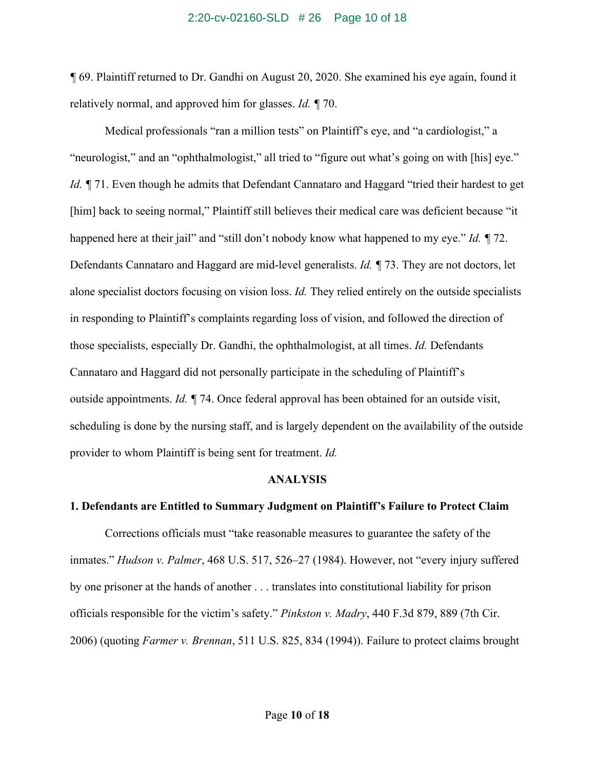¶ 69. Plaintiff returned to Dr. Gandhi on August 20, 2020. She examined his eye again, found it relatively normal, and approved him for glasses. *Id.* ¶ 70.

Medical professionals "ran a million tests" on Plaintiff's eye, and "a cardiologist," a "neurologist," and an "ophthalmologist," all tried to "figure out what's going on with [his] eye." *Id.* ¶ 71. Even though he admits that Defendant Cannataro and Haggard "tried their hardest to get [him] back to seeing normal," Plaintiff still believes their medical care was deficient because "it happened here at their jail" and "still don't nobody know what happened to my eye." *Id.* ¶ 72. Defendants Cannataro and Haggard are mid-level generalists. *Id.* ¶ 73. They are not doctors, let alone specialist doctors focusing on vision loss. *Id.* They relied entirely on the outside specialists in responding to Plaintiff's complaints regarding loss of vision, and followed the direction of those specialists, especially Dr. Gandhi, the ophthalmologist, at all times. *Id.* Defendants Cannataro and Haggard did not personally participate in the scheduling of Plaintiff's outside appointments. *Id.* ¶ 74. Once federal approval has been obtained for an outside visit, scheduling is done by the nursing staff, and is largely dependent on the availability of the outside provider to whom Plaintiff is being sent for treatment. *Id.*

## ANALYSIS

### 1. Defendants are Entitled to Summary Judgment on Plaintiff's Failure to Protect Claim

Corrections officials must "take reasonable measures to guarantee the safety of the inmates." *Hudson v. Palmer*, 468 U.S. 517, 526–27 (1984). However, not "every injury suffered by one prisoner at the hands of another . . . translates into constitutional liability for prison officials responsible for the victim's safety." *Pinkston v. Madry*, 440 F.3d 879, 889 (7th Cir. 2006) (quoting *Farmer v. Brennan*, 511 U.S. 825, 834 (1994)). Failure to protect claims brought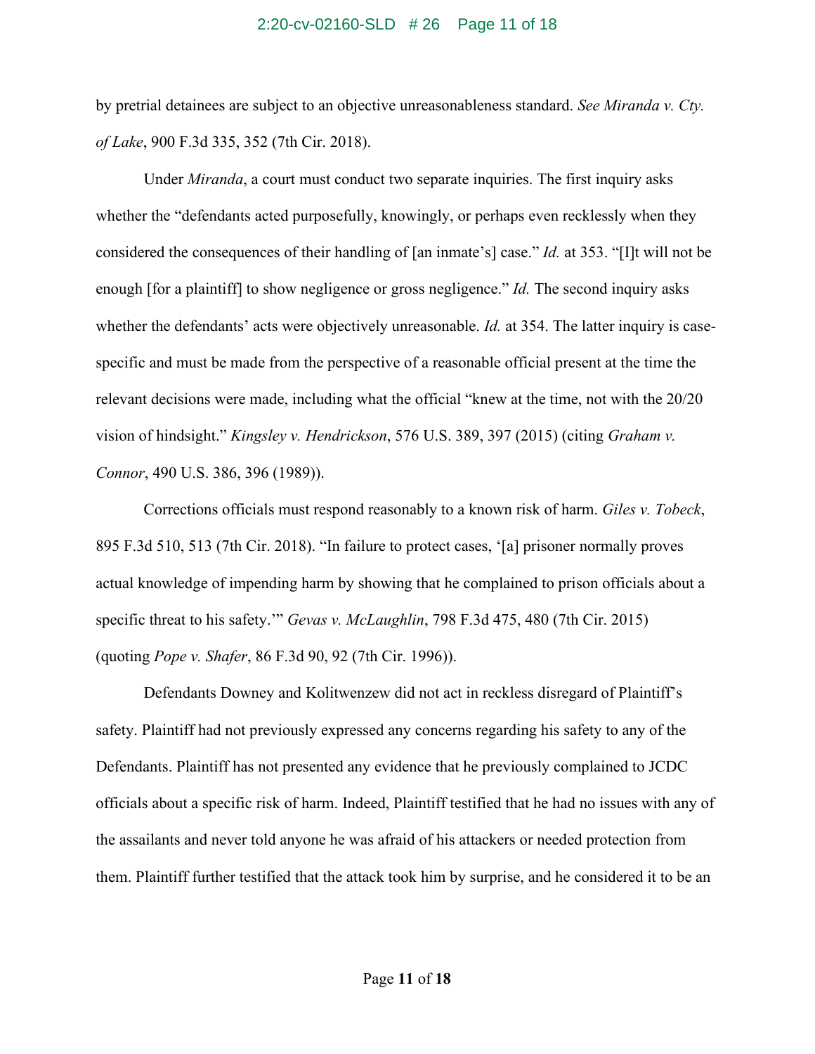by pretrial detainees are subject to an objective unreasonableness standard. *See Miranda v. Cty. of Lake*, 900 F.3d 335, 352 (7th Cir. 2018).

Under *Miranda*, a court must conduct two separate inquiries. The first inquiry asks whether the "defendants acted purposefully, knowingly, or perhaps even recklessly when they considered the consequences of their handling of [an inmate's] case." *Id.* at 353. "[I]t will not be enough [for a plaintiff] to show negligence or gross negligence." *Id.* The second inquiry asks whether the defendants' acts were objectively unreasonable. *Id.* at 354. The latter inquiry is case-specific and must be made from the perspective of a reasonable official present at the time the relevant decisions were made, including what the official "knew at the time, not with the 20/20 vision of hindsight." *Kingsley v. Hendrickson*, 576 U.S. 389, 397 (2015) (citing *Graham v. Connor*, 490 U.S. 386, 396 (1989)).

Corrections officials must respond reasonably to a known risk of harm. *Giles v. Tobeck*, 895 F.3d 510, 513 (7th Cir. 2018). "In failure to protect cases, '[a] prisoner normally proves actual knowledge of impending harm by showing that he complained to prison officials about a specific threat to his safety.'" *Gevas v. McLaughlin*, 798 F.3d 475, 480 (7th Cir. 2015) (quoting *Pope v. Shafer*, 86 F.3d 90, 92 (7th Cir. 1996)).

Defendants Downey and Kolitwenzew did not act in reckless disregard of Plaintiff's safety. Plaintiff had not previously expressed any concerns regarding his safety to any of the Defendants. Plaintiff has not presented any evidence that he previously complained to JCDC officials about a specific risk of harm. Indeed, Plaintiff testified that he had no issues with any of the assailants and never told anyone he was afraid of his attackers or needed protection from them. Plaintiff further testified that the attack took him by surprise, and he considered it to be an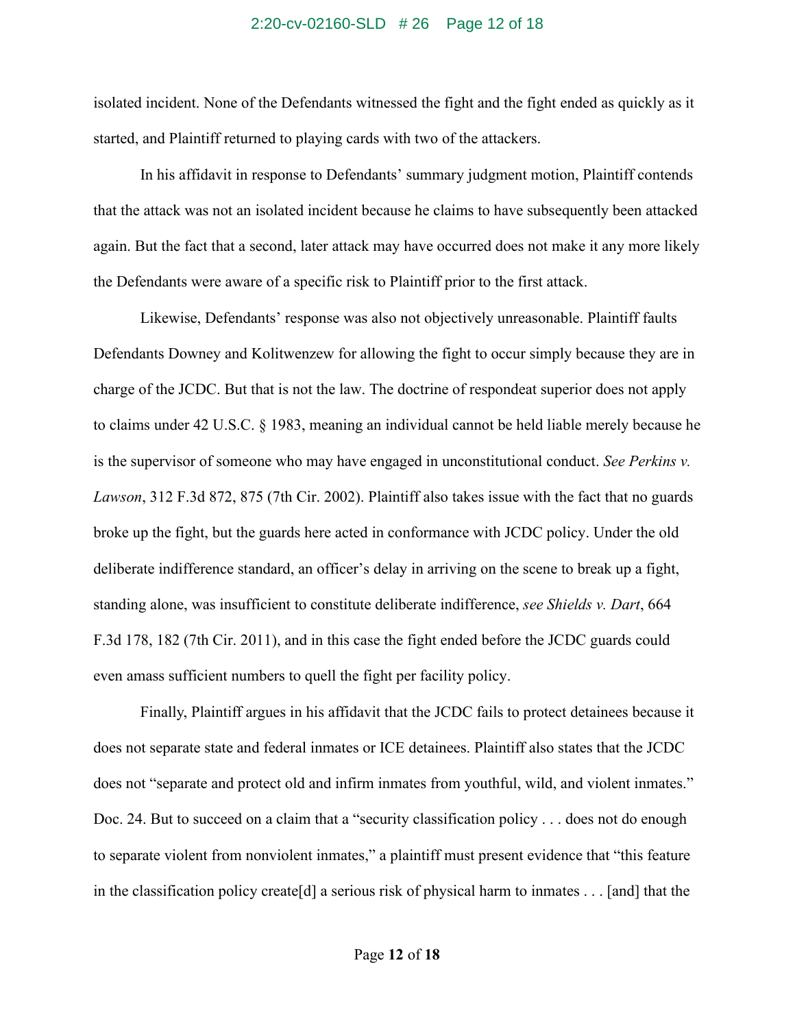isolated incident. None of the Defendants witnessed the fight and the fight ended as quickly as it started, and Plaintiff returned to playing cards with two of the attackers.

In his affidavit in response to Defendants' summary judgment motion, Plaintiff contends that the attack was not an isolated incident because he claims to have subsequently been attacked again. But the fact that a second, later attack may have occurred does not make it any more likely the Defendants were aware of a specific risk to Plaintiff prior to the first attack.

Likewise, Defendants' response was also not objectively unreasonable. Plaintiff faults Defendants Downey and Kolitwenzew for allowing the fight to occur simply because they are in charge of the JCDC. But that is not the law. The doctrine of respondeat superior does not apply to claims under 42 U.S.C. § 1983, meaning an individual cannot be held liable merely because he is the supervisor of someone who may have engaged in unconstitutional conduct. *See Perkins v. Lawson*, 312 F.3d 872, 875 (7th Cir. 2002). Plaintiff also takes issue with the fact that no guards broke up the fight, but the guards here acted in conformance with JCDC policy. Under the old deliberate indifference standard, an officer's delay in arriving on the scene to break up a fight, standing alone, was insufficient to constitute deliberate indifference, *see Shields v. Dart*, 664 F.3d 178, 182 (7th Cir. 2011), and in this case the fight ended before the JCDC guards could even amass sufficient numbers to quell the fight per facility policy.

Finally, Plaintiff argues in his affidavit that the JCDC fails to protect detainees because it does not separate state and federal inmates or ICE detainees. Plaintiff also states that the JCDC does not "separate and protect old and infirm inmates from youthful, wild, and violent inmates." Doc. 24. But to succeed on a claim that a "security classification policy . . . does not do enough to separate violent from nonviolent inmates," a plaintiff must present evidence that "this feature in the classification policy create[d] a serious risk of physical harm to inmates . . . [and] that the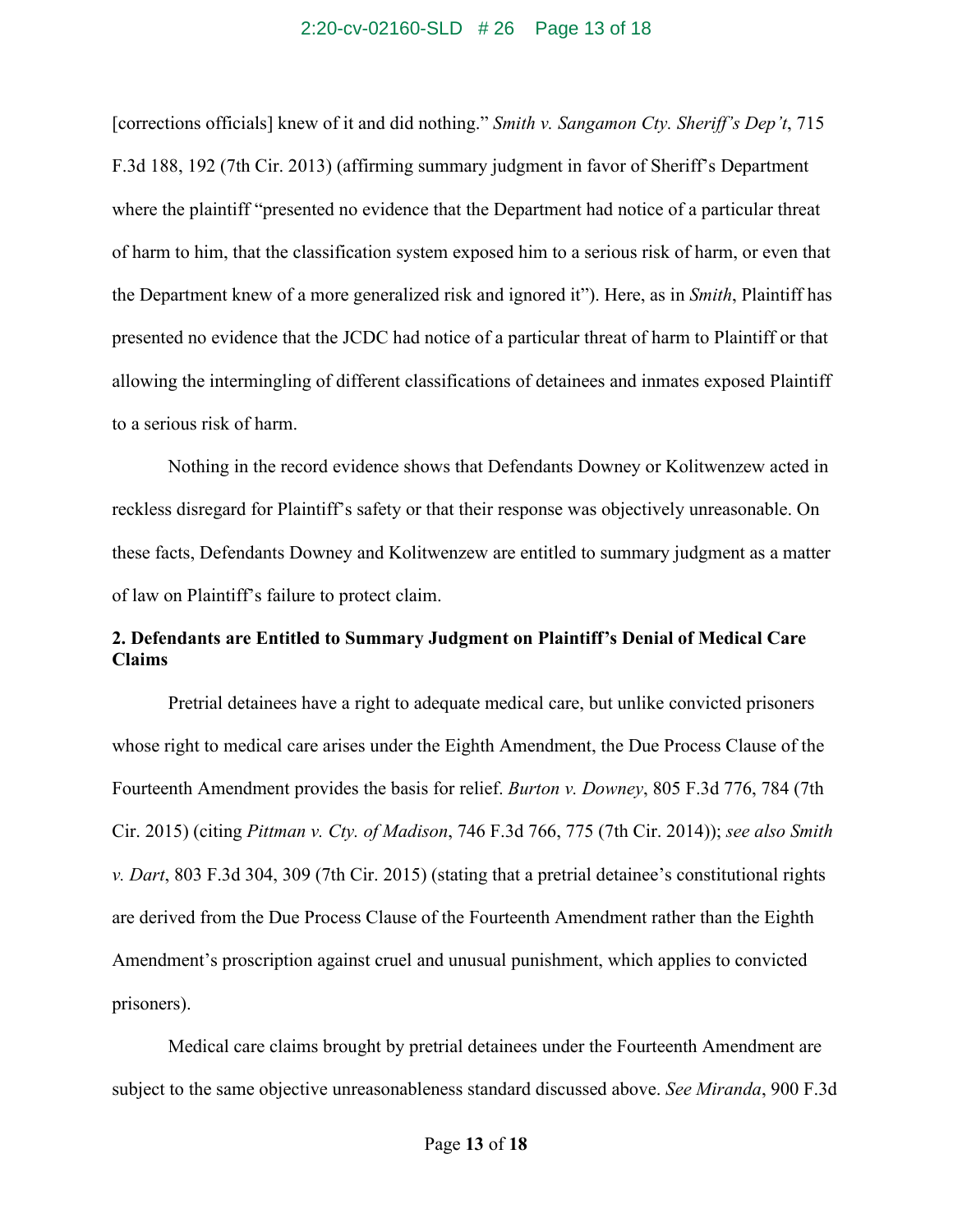[corrections officials] knew of it and did nothing." *Smith v. Sangamon Cty. Sheriff's Dep't*, 715 F.3d 188, 192 (7th Cir. 2013) (affirming summary judgment in favor of Sheriff's Department where the plaintiff "presented no evidence that the Department had notice of a particular threat of harm to him, that the classification system exposed him to a serious risk of harm, or even that the Department knew of a more generalized risk and ignored it"). Here, as in *Smith*, Plaintiff has presented no evidence that the JCDC had notice of a particular threat of harm to Plaintiff or that allowing the intermingling of different classifications of detainees and inmates exposed Plaintiff to a serious risk of harm.

Nothing in the record evidence shows that Defendants Downey or Kolitwenzew acted in reckless disregard for Plaintiff's safety or that their response was objectively unreasonable. On these facts, Defendants Downey and Kolitwenzew are entitled to summary judgment as a matter of law on Plaintiff's failure to protect claim.

**2. Defendants are Entitled to Summary Judgment on Plaintiff's Denial of Medical Care Claims**

Pretrial detainees have a right to adequate medical care, but unlike convicted prisoners whose right to medical care arises under the Eighth Amendment, the Due Process Clause of the Fourteenth Amendment provides the basis for relief. *Burton v. Downey*, 805 F.3d 776, 784 (7th Cir. 2015) (citing *Pittman v. Cty. of Madison*, 746 F.3d 766, 775 (7th Cir. 2014)); *see also Smith v. Dart*, 803 F.3d 304, 309 (7th Cir. 2015) (stating that a pretrial detainee's constitutional rights are derived from the Due Process Clause of the Fourteenth Amendment rather than the Eighth Amendment's proscription against cruel and unusual punishment, which applies to convicted prisoners).

Medical care claims brought by pretrial detainees under the Fourteenth Amendment are subject to the same objective unreasonableness standard discussed above. *See Miranda*, 900 F.3d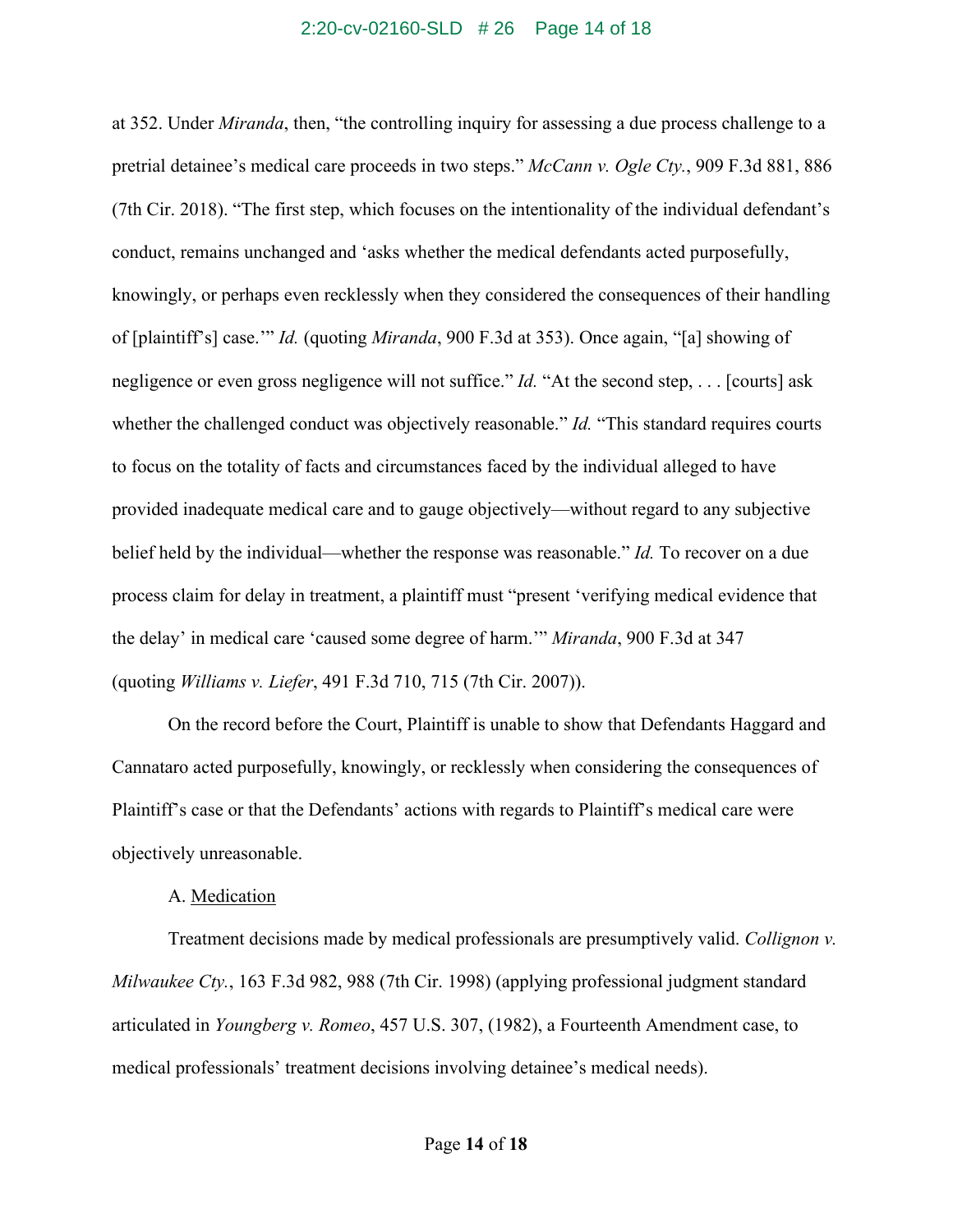at 352. Under *Miranda*, then, "the controlling inquiry for assessing a due process challenge to a pretrial detainee's medical care proceeds in two steps." *McCann v. Ogle Cty.*, 909 F.3d 881, 886 (7th Cir. 2018). "The first step, which focuses on the intentionality of the individual defendant's conduct, remains unchanged and 'asks whether the medical defendants acted purposefully, knowingly, or perhaps even recklessly when they considered the consequences of their handling of [plaintiff's] case.'" *Id.* (quoting *Miranda*, 900 F.3d at 353). Once again, "[a] showing of negligence or even gross negligence will not suffice." *Id.* "At the second step, . . . [courts] ask whether the challenged conduct was objectively reasonable." *Id.* "This standard requires courts to focus on the totality of facts and circumstances faced by the individual alleged to have provided inadequate medical care and to gauge objectively—without regard to any subjective belief held by the individual—whether the response was reasonable." *Id.* To recover on a due process claim for delay in treatment, a plaintiff must "present 'verifying medical evidence that the delay' in medical care 'caused some degree of harm.'" *Miranda*, 900 F.3d at 347 (quoting *Williams v. Liefer*, 491 F.3d 710, 715 (7th Cir. 2007)).

On the record before the Court, Plaintiff is unable to show that Defendants Haggard and Cannataro acted purposefully, knowingly, or recklessly when considering the consequences of Plaintiff's case or that the Defendants' actions with regards to Plaintiff's medical care were objectively unreasonable.

A. <u>Medication</u>

Treatment decisions made by medical professionals are presumptively valid. *Collignon v. Milwaukee Cty.*, 163 F.3d 982, 988 (7th Cir. 1998) (applying professional judgment standard articulated in *Youngberg v. Romeo*, 457 U.S. 307, (1982), a Fourteenth Amendment case, to medical professionals' treatment decisions involving detainee's medical needs).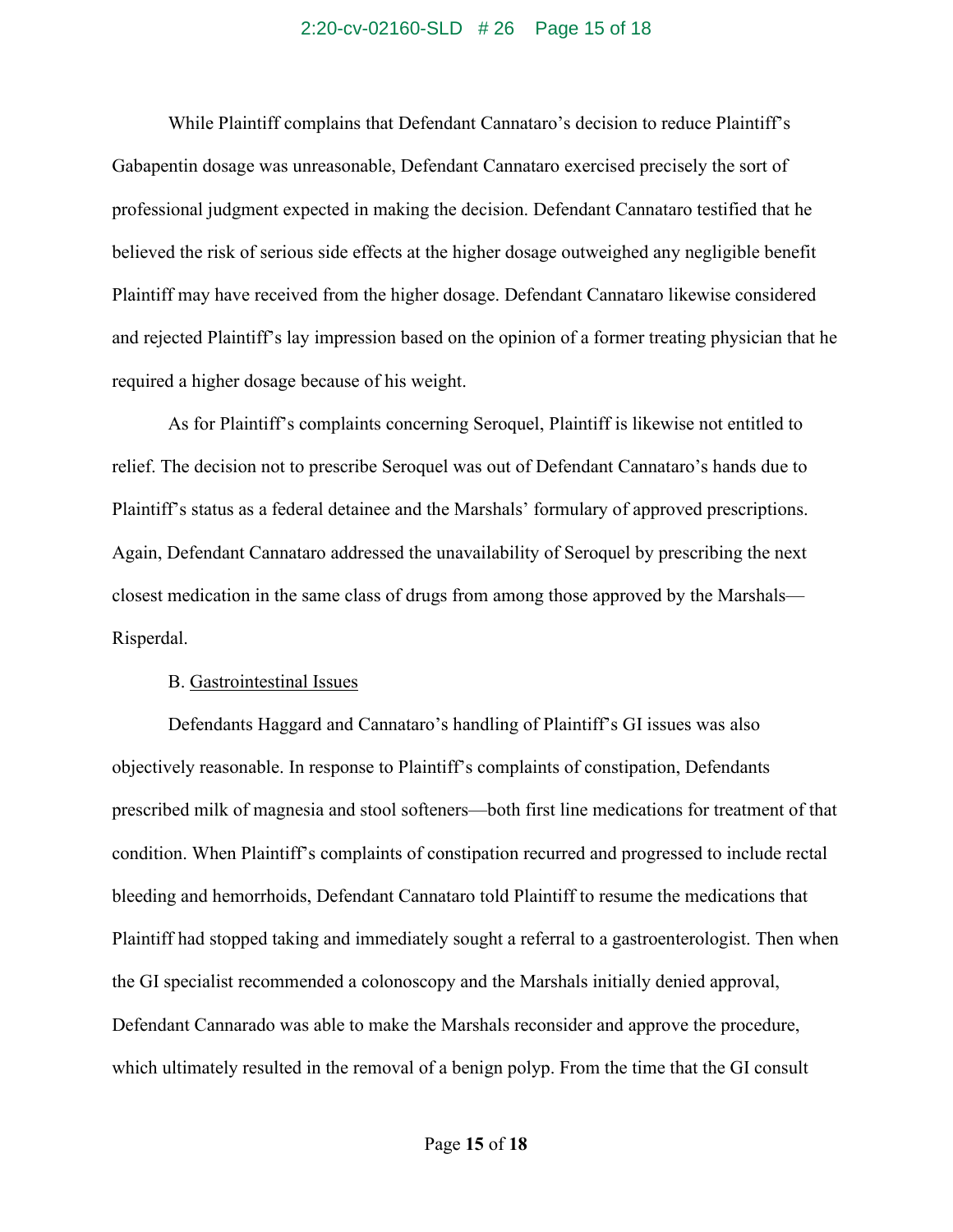While Plaintiff complains that Defendant Cannataro's decision to reduce Plaintiff's Gabapentin dosage was unreasonable, Defendant Cannataro exercised precisely the sort of professional judgment expected in making the decision. Defendant Cannataro testified that he believed the risk of serious side effects at the higher dosage outweighed any negligible benefit Plaintiff may have received from the higher dosage. Defendant Cannataro likewise considered and rejected Plaintiff's lay impression based on the opinion of a former treating physician that he required a higher dosage because of his weight.

As for Plaintiff's complaints concerning Seroquel, Plaintiff is likewise not entitled to relief. The decision not to prescribe Seroquel was out of Defendant Cannataro's hands due to Plaintiff's status as a federal detainee and the Marshals' formulary of approved prescriptions. Again, Defendant Cannataro addressed the unavailability of Seroquel by prescribing the next closest medication in the same class of drugs from among those approved by the Marshals—Risperdal.

B. <u>Gastrointestinal Issues</u>

Defendants Haggard and Cannataro's handling of Plaintiff's GI issues was also objectively reasonable. In response to Plaintiff's complaints of constipation, Defendants prescribed milk of magnesia and stool softeners—both first line medications for treatment of that condition. When Plaintiff's complaints of constipation recurred and progressed to include rectal bleeding and hemorrhoids, Defendant Cannataro told Plaintiff to resume the medications that Plaintiff had stopped taking and immediately sought a referral to a gastroenterologist. Then when the GI specialist recommended a colonoscopy and the Marshals initially denied approval, Defendant Cannarado was able to make the Marshals reconsider and approve the procedure, which ultimately resulted in the removal of a benign polyp. From the time that the GI consult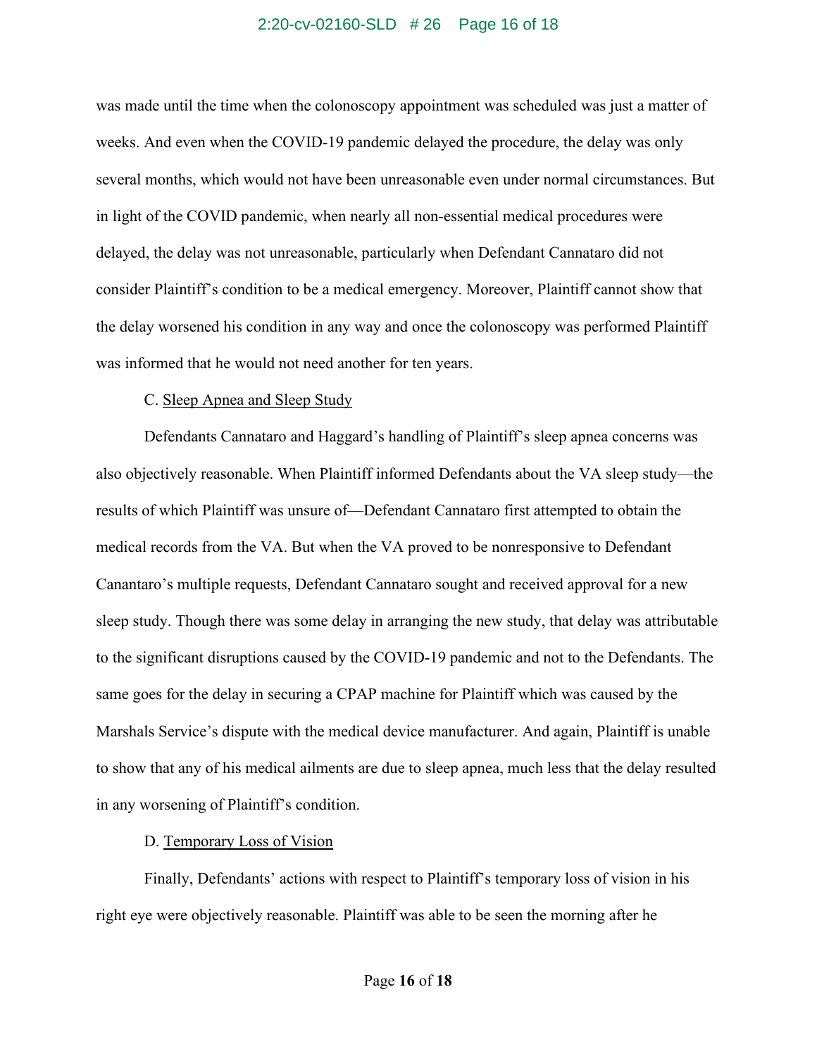was made until the time when the colonoscopy appointment was scheduled was just a matter of weeks. And even when the COVID-19 pandemic delayed the procedure, the delay was only several months, which would not have been unreasonable even under normal circumstances. But in light of the COVID pandemic, when nearly all non-essential medical procedures were delayed, the delay was not unreasonable, particularly when Defendant Cannataro did not consider Plaintiff's condition to be a medical emergency. Moreover, Plaintiff cannot show that the delay worsened his condition in any way and once the colonoscopy was performed Plaintiff was informed that he would not need another for ten years.

C. <u>Sleep Apnea and Sleep Study</u>

Defendants Cannataro and Haggard's handling of Plaintiff's sleep apnea concerns was also objectively reasonable. When Plaintiff informed Defendants about the VA sleep study—the results of which Plaintiff was unsure of—Defendant Cannataro first attempted to obtain the medical records from the VA. But when the VA proved to be nonresponsive to Defendant Canantaro's multiple requests, Defendant Cannataro sought and received approval for a new sleep study. Though there was some delay in arranging the new study, that delay was attributable to the significant disruptions caused by the COVID-19 pandemic and not to the Defendants. The same goes for the delay in securing a CPAP machine for Plaintiff which was caused by the Marshals Service's dispute with the medical device manufacturer. And again, Plaintiff is unable to show that any of his medical ailments are due to sleep apnea, much less that the delay resulted in any worsening of Plaintiff's condition.

D. <u>Temporary Loss of Vision</u>

Finally, Defendants' actions with respect to Plaintiff's temporary loss of vision in his right eye were objectively reasonable. Plaintiff was able to be seen the morning after he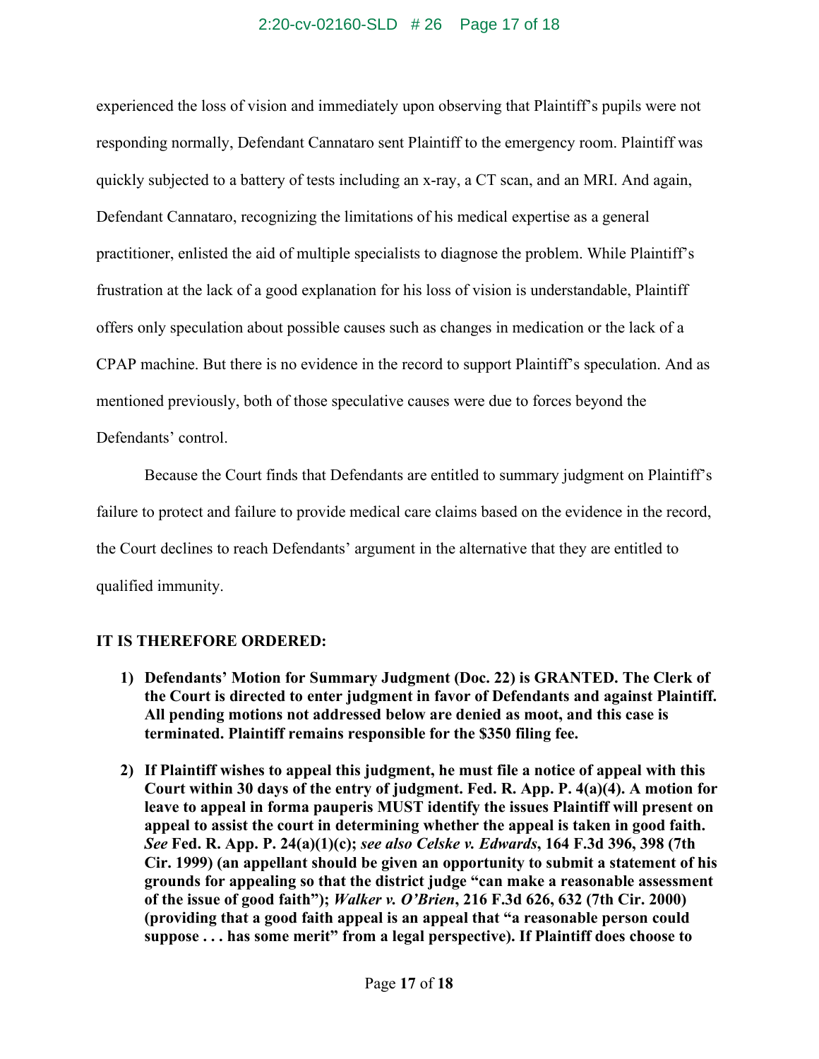experienced the loss of vision and immediately upon observing that Plaintiff's pupils were not responding normally, Defendant Cannataro sent Plaintiff to the emergency room. Plaintiff was quickly subjected to a battery of tests including an x-ray, a CT scan, and an MRI. And again, Defendant Cannataro, recognizing the limitations of his medical expertise as a general practitioner, enlisted the aid of multiple specialists to diagnose the problem. While Plaintiff's frustration at the lack of a good explanation for his loss of vision is understandable, Plaintiff offers only speculation about possible causes such as changes in medication or the lack of a CPAP machine. But there is no evidence in the record to support Plaintiff's speculation. And as mentioned previously, both of those speculative causes were due to forces beyond the Defendants' control.

Because the Court finds that Defendants are entitled to summary judgment on Plaintiff's failure to protect and failure to provide medical care claims based on the evidence in the record, the Court declines to reach Defendants' argument in the alternative that they are entitled to qualified immunity.

**IT IS THEREFORE ORDERED:**

1) **Defendants' Motion for Summary Judgment (Doc. 22) is GRANTED. The Clerk of the Court is directed to enter judgment in favor of Defendants and against Plaintiff. All pending motions not addressed below are denied as moot, and this case is terminated. Plaintiff remains responsible for the $350 filing fee.**

2) **If Plaintiff wishes to appeal this judgment, he must file a notice of appeal with this Court within 30 days of the entry of judgment. Fed. R. App. P. 4(a)(4). A motion for leave to appeal in forma pauperis MUST identify the issues Plaintiff will present on appeal to assist the court in determining whether the appeal is taken in good faith. *See* Fed. R. App. P. 24(a)(1)(c); *see also Celske v. Edwards*, 164 F.3d 396, 398 (7th Cir. 1999) (an appellant should be given an opportunity to submit a statement of his grounds for appealing so that the district judge "can make a reasonable assessment of the issue of good faith"); *Walker v. O'Brien*, 216 F.3d 626, 632 (7th Cir. 2000) (providing that a good faith appeal is an appeal that "a reasonable person could suppose . . . has some merit" from a legal perspective). If Plaintiff does choose to**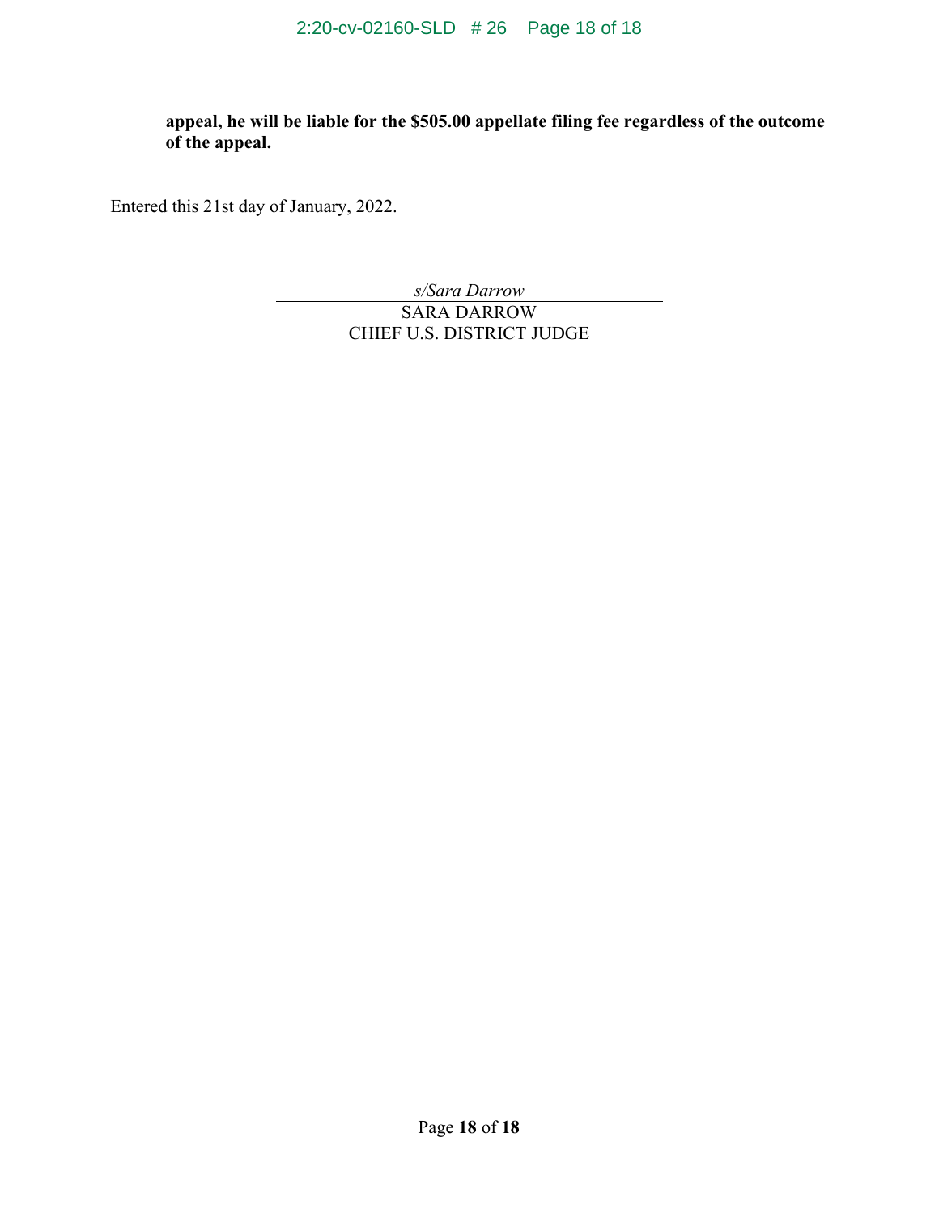**appeal, he will be liable for the $505.00 appellate filing fee regardless of the outcome of the appeal.**

Entered this 21st day of January, 2022.

*s/Sara Darrow*
SARA DARROW
CHIEF U.S. DISTRICT JUDGE